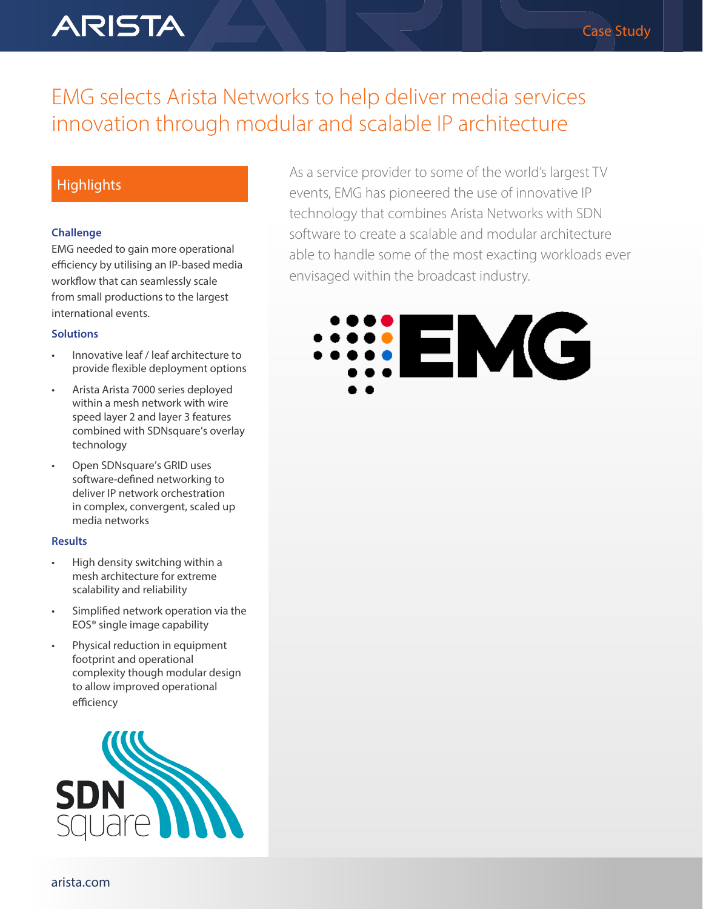# EMG selects Arista Networks to help deliver media services innovation through modular and scalable IP architecture

As a service provider to some of the world's largest TV events, EMG has pioneered the use of innovative IP technology that combines Arista Networks with SDN software to create a scalable and modular architecture able to handle some of the most exacting workloads ever envisaged within the broadcast industry.

## Highlights

### Challenge

EMG needed to gain more operational efficiency by utilising an IP-based media workflow that can seamlessly scale from small productions to the largest international events.

### Solutions

- Innovative leaf / leaf architecture to provide flexible deployment options
- Arista Arista 7000 series deployed within a mesh network with wire speed layer 2 and layer 3 features combined with SDNsquare's overlay technology
- Open SDNsquare's GRID uses software-defined networking to deliver IP network orchestration in complex, convergent, scaled up media networks

### Results

- High density switching within a mesh architecture for extreme scalability and reliability
- Simplified network operation via the EOS® single image capability
- Physical reduction in equipment footprint and operational complexity though modular design to allow improved operational efficiency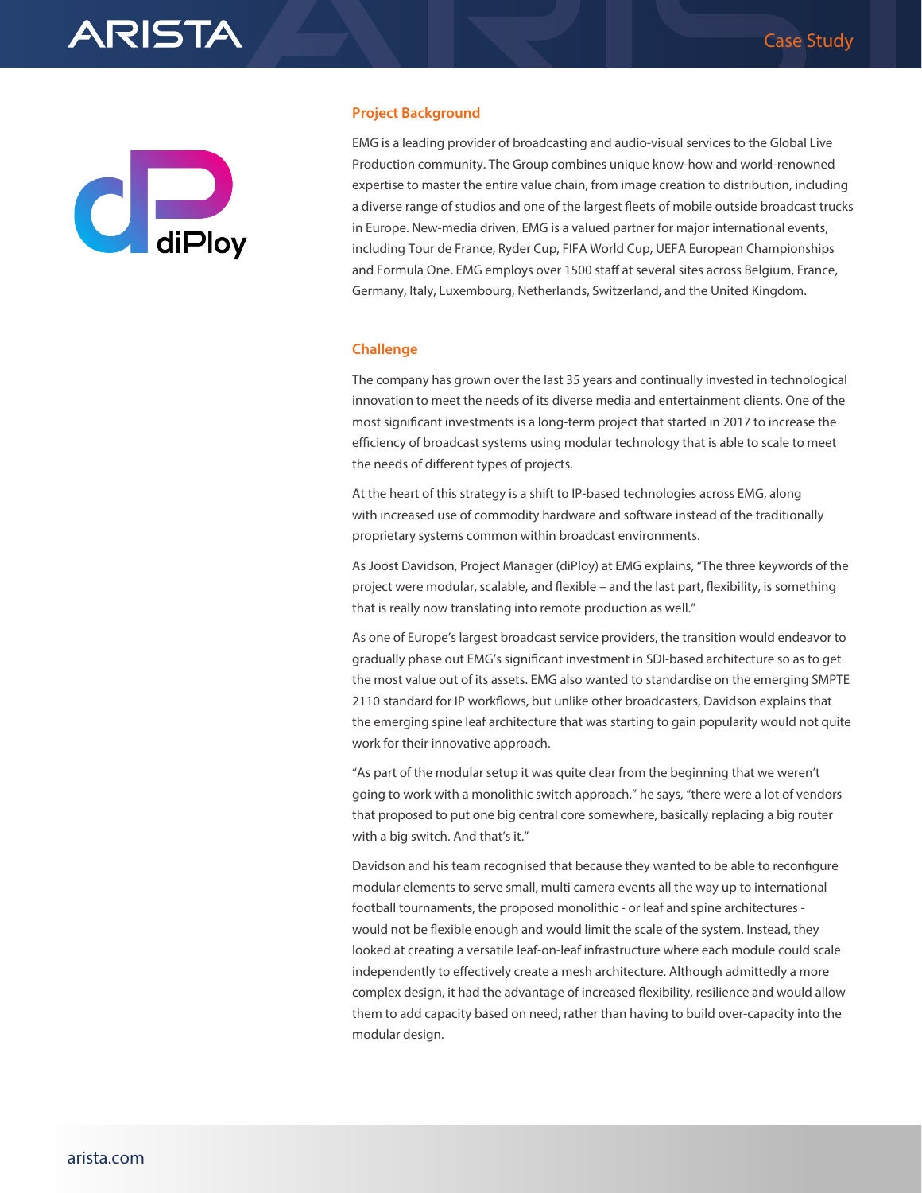## Project Background

EMG is a leading provider of broadcasting and audio-visual services to the Global Live Production community. The Group combines unique know-how and world-renowned expertise to master the entire value chain, from image creation to distribution, including a diverse range of studios and one of the largest fleets of mobile outside broadcast trucks in Europe. New-media driven, EMG is a valued partner for major international events, including Tour de France, Ryder Cup, FIFA World Cup, UEFA European Championships and Formula One. EMG employs over 1500 staff at several sites across Belgium, France, Germany, Italy, Luxembourg, Netherlands, Switzerland, and the United Kingdom.

## Challenge

The company has grown over the last 35 years and continually invested in technological innovation to meet the needs of its diverse media and entertainment clients. One of the most significant investments is a long-term project that started in 2017 to increase the efficiency of broadcast systems using modular technology that is able to scale to meet the needs of different types of projects.

At the heart of this strategy is a shift to IP-based technologies across EMG, along with increased use of commodity hardware and software instead of the traditionally proprietary systems common within broadcast environments.

As Joost Davidson, Project Manager (diPloy) at EMG explains, "The three keywords of the project were modular, scalable, and flexible – and the last part, flexibility, is something that is really now translating into remote production as well."

As one of Europe's largest broadcast service providers, the transition would endeavor to gradually phase out EMG's significant investment in SDI-based architecture so as to get the most value out of its assets. EMG also wanted to standardise on the emerging SMPTE 2110 standard for IP workflows, but unlike other broadcasters, Davidson explains that the emerging spine leaf architecture that was starting to gain popularity would not quite work for their innovative approach.

"As part of the modular setup it was quite clear from the beginning that we weren't going to work with a monolithic switch approach," he says, "there were a lot of vendors that proposed to put one big central core somewhere, basically replacing a big router with a big switch. And that's it."

Davidson and his team recognised that because they wanted to be able to reconfigure modular elements to serve small, multi camera events all the way up to international football tournaments, the proposed monolithic - or leaf and spine architectures - would not be flexible enough and would limit the scale of the system. Instead, they looked at creating a versatile leaf-on-leaf infrastructure where each module could scale independently to effectively create a mesh architecture. Although admittedly a more complex design, it had the advantage of increased flexibility, resilience and would allow them to add capacity based on need, rather than having to build over-capacity into the modular design.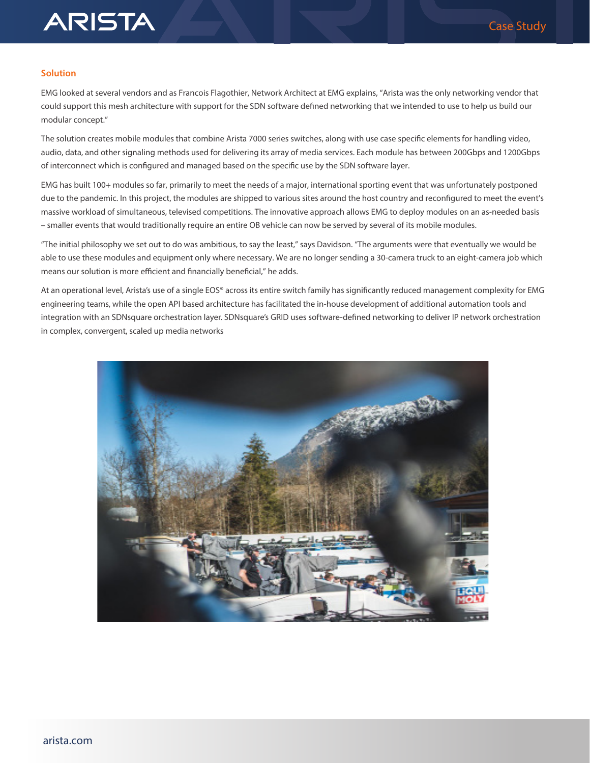## Solution

EMG looked at several vendors and as Francois Flagothier, Network Architect at EMG explains, "Arista was the only networking vendor that could support this mesh architecture with support for the SDN software defined networking that we intended to use to help us build our modular concept."

The solution creates mobile modules that combine Arista 7000 series switches, along with use case specific elements for handling video, audio, data, and other signaling methods used for delivering its array of media services. Each module has between 200Gbps and 1200Gbps of interconnect which is configured and managed based on the specific use by the SDN software layer.

EMG has built 100+ modules so far, primarily to meet the needs of a major, international sporting event that was unfortunately postponed due to the pandemic. In this project, the modules are shipped to various sites around the host country and reconfigured to meet the event's massive workload of simultaneous, televised competitions. The innovative approach allows EMG to deploy modules on an as-needed basis – smaller events that would traditionally require an entire OB vehicle can now be served by several of its mobile modules.

"The initial philosophy we set out to do was ambitious, to say the least," says Davidson. "The arguments were that eventually we would be able to use these modules and equipment only where necessary. We are no longer sending a 30-camera truck to an eight-camera job which means our solution is more efficient and financially beneficial," he adds.

At an operational level, Arista's use of a single EOS® across its entire switch family has significantly reduced management complexity for EMG engineering teams, while the open API based architecture has facilitated the in-house development of additional automation tools and integration with an SDNsquare orchestration layer. SDNsquare's GRID uses software-defined networking to deliver IP network orchestration in complex, convergent, scaled up media networks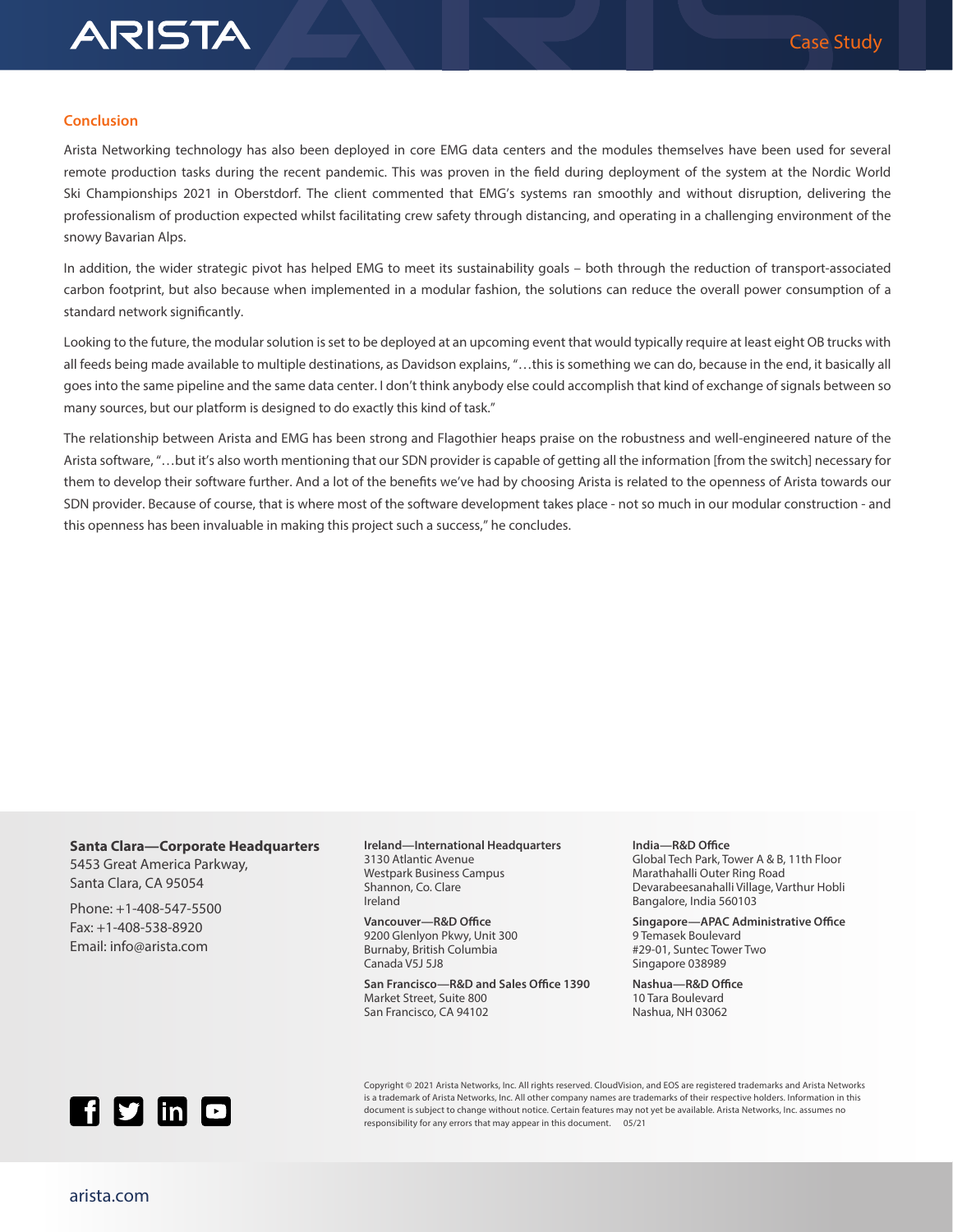## Conclusion

Arista Networking technology has also been deployed in core EMG data centers and the modules themselves have been used for several remote production tasks during the recent pandemic. This was proven in the field during deployment of the system at the Nordic World Ski Championships 2021 in Oberstdorf. The client commented that EMG's systems ran smoothly and without disruption, delivering the professionalism of production expected whilst facilitating crew safety through distancing, and operating in a challenging environment of the snowy Bavarian Alps.

In addition, the wider strategic pivot has helped EMG to meet its sustainability goals – both through the reduction of transport-associated carbon footprint, but also because when implemented in a modular fashion, the solutions can reduce the overall power consumption of a standard network significantly.

Looking to the future, the modular solution is set to be deployed at an upcoming event that would typically require at least eight OB trucks with all feeds being made available to multiple destinations, as Davidson explains, "…this is something we can do, because in the end, it basically all goes into the same pipeline and the same data center. I don't think anybody else could accomplish that kind of exchange of signals between so many sources, but our platform is designed to do exactly this kind of task."

The relationship between Arista and EMG has been strong and Flagothier heaps praise on the robustness and well-engineered nature of the Arista software, "…but it's also worth mentioning that our SDN provider is capable of getting all the information [from the switch] necessary for them to develop their software further. And a lot of the benefits we've had by choosing Arista is related to the openness of Arista towards our SDN provider. Because of course, that is where most of the software development takes place - not so much in our modular construction - and this openness has been invaluable in making this project such a success," he concludes.

**Santa Clara—Corporate Headquarters**
5453 Great America Parkway,
Santa Clara, CA 95054

Phone: +1-408-547-5500
Fax: +1-408-538-8920
Email: info@arista.com

**Ireland—International Headquarters**
3130 Atlantic Avenue
Westpark Business Campus
Shannon, Co. Clare
Ireland

**Vancouver—R&D Office**
9200 Glenlyon Pkwy, Unit 300
Burnaby, British Columbia
Canada V5J 5J8

**San Francisco—R&D and Sales Office 1390**
Market Street, Suite 800
San Francisco, CA 94102

**India—R&D Office**
Global Tech Park, Tower A & B, 11th Floor
Marathahalli Outer Ring Road
Devarabeesanahalli Village, Varthur Hobli
Bangalore, India 560103

**Singapore—APAC Administrative Office**
9 Temasek Boulevard
#29-01, Suntec Tower Two
Singapore 038989

**Nashua—R&D Office**
10 Tara Boulevard
Nashua, NH 03062

Copyright © 2021 Arista Networks, Inc. All rights reserved. CloudVision, and EOS are registered trademarks and Arista Networks is a trademark of Arista Networks, Inc. All other company names are trademarks of their respective holders. Information in this document is subject to change without notice. Certain features may not yet be available. Arista Networks, Inc. assumes no responsibility for any errors that may appear in this document. 05/21

arista.com